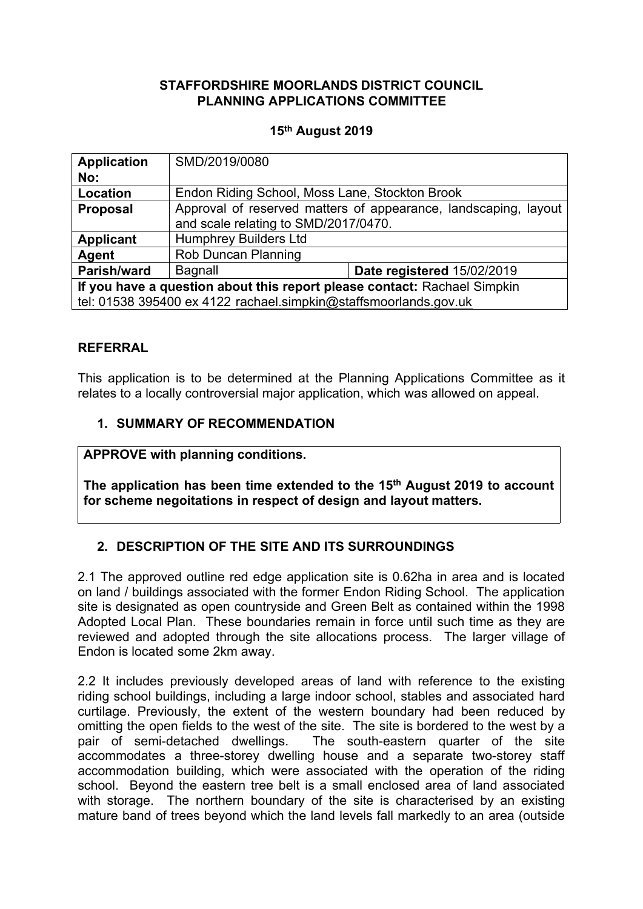**STAFFORDSHIRE MOORLANDS DISTRICT COUNCIL**
**PLANNING APPLICATIONS COMMITTEE**

**15th August 2019**

| **Application No:** | SMD/2019/0080 | |
|---|---|---|
| **Location** | Endon Riding School, Moss Lane, Stockton Brook | |
| **Proposal** | Approval of reserved matters of appearance, landscaping, layout and scale relating to SMD/2017/0470. | |
| **Applicant** | Humphrey Builders Ltd | |
| **Agent** | Rob Duncan Planning | |
| **Parish/ward** | Bagnall | **Date registered** 15/02/2019 |
| **If you have a question about this report please contact:** Rachael Simpkin tel: 01538 395400 ex 4122 rachael.simpkin@staffsmoorlands.gov.uk | | |

## REFERRAL

This application is to be determined at the Planning Applications Committee as it relates to a locally controversial major application, which was allowed on appeal.

## 1. SUMMARY OF RECOMMENDATION

**APPROVE with planning conditions.**

**The application has been time extended to the 15th August 2019 to account for scheme negoitations in respect of design and layout matters.**

## 2. DESCRIPTION OF THE SITE AND ITS SURROUNDINGS

2.1 The approved outline red edge application site is 0.62ha in area and is located on land / buildings associated with the former Endon Riding School. The application site is designated as open countryside and Green Belt as contained within the 1998 Adopted Local Plan. These boundaries remain in force until such time as they are reviewed and adopted through the site allocations process. The larger village of Endon is located some 2km away.

2.2 It includes previously developed areas of land with reference to the existing riding school buildings, including a large indoor school, stables and associated hard curtilage. Previously, the extent of the western boundary had been reduced by omitting the open fields to the west of the site. The site is bordered to the west by a pair of semi-detached dwellings. The south-eastern quarter of the site accommodates a three-storey dwelling house and a separate two-storey staff accommodation building, which were associated with the operation of the riding school. Beyond the eastern tree belt is a small enclosed area of land associated with storage. The northern boundary of the site is characterised by an existing mature band of trees beyond which the land levels fall markedly to an area (outside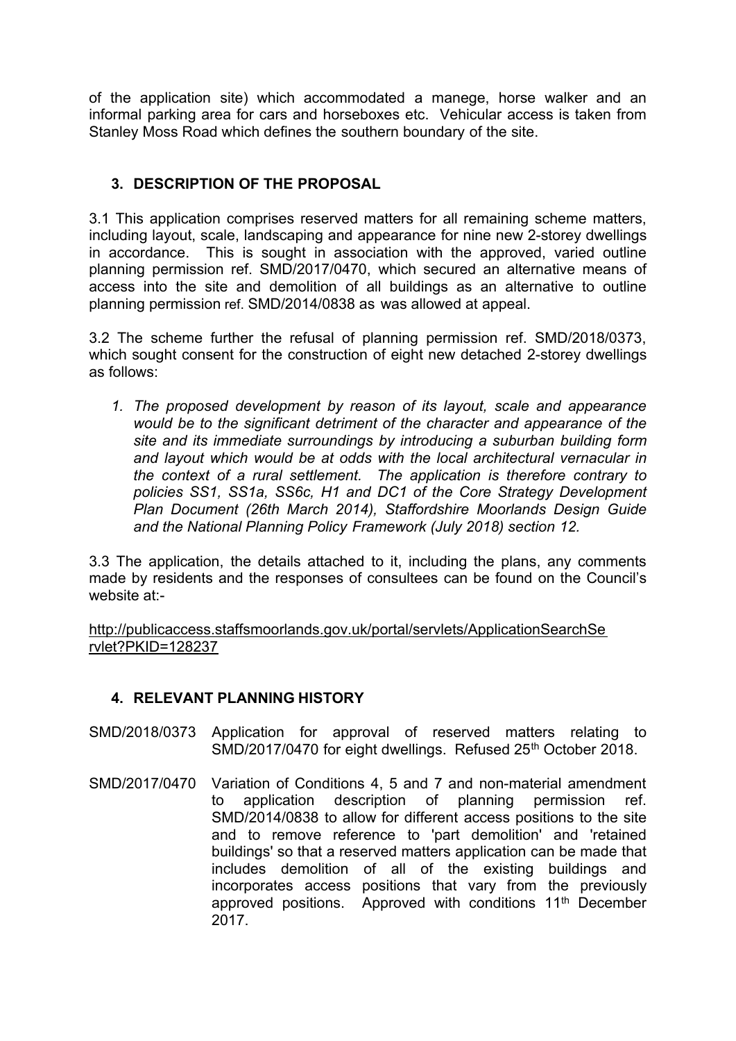of the application site) which accommodated a manege, horse walker and an informal parking area for cars and horseboxes etc. Vehicular access is taken from Stanley Moss Road which defines the southern boundary of the site.

## 3. DESCRIPTION OF THE PROPOSAL

3.1 This application comprises reserved matters for all remaining scheme matters, including layout, scale, landscaping and appearance for nine new 2-storey dwellings in accordance. This is sought in association with the approved, varied outline planning permission ref. SMD/2017/0470, which secured an alternative means of access into the site and demolition of all buildings as an alternative to outline planning permission ref. SMD/2014/0838 as was allowed at appeal.

3.2 The scheme further the refusal of planning permission ref. SMD/2018/0373, which sought consent for the construction of eight new detached 2-storey dwellings as follows:

1. *The proposed development by reason of its layout, scale and appearance would be to the significant detriment of the character and appearance of the site and its immediate surroundings by introducing a suburban building form and layout which would be at odds with the local architectural vernacular in the context of a rural settlement. The application is therefore contrary to policies SS1, SS1a, SS6c, H1 and DC1 of the Core Strategy Development Plan Document (26th March 2014), Staffordshire Moorlands Design Guide and the National Planning Policy Framework (July 2018) section 12.*

3.3 The application, the details attached to it, including the plans, any comments made by residents and the responses of consultees can be found on the Council's website at:-

http://publicaccess.staffsmoorlands.gov.uk/portal/servlets/ApplicationSearchServlet?PKID=128237

## 4. RELEVANT PLANNING HISTORY

SMD/2018/0373 Application for approval of reserved matters relating to SMD/2017/0470 for eight dwellings. Refused 25th October 2018.

SMD/2017/0470 Variation of Conditions 4, 5 and 7 and non-material amendment to application description of planning permission ref. SMD/2014/0838 to allow for different access positions to the site and to remove reference to 'part demolition' and 'retained buildings' so that a reserved matters application can be made that includes demolition of all of the existing buildings and incorporates access positions that vary from the previously approved positions. Approved with conditions 11th December 2017.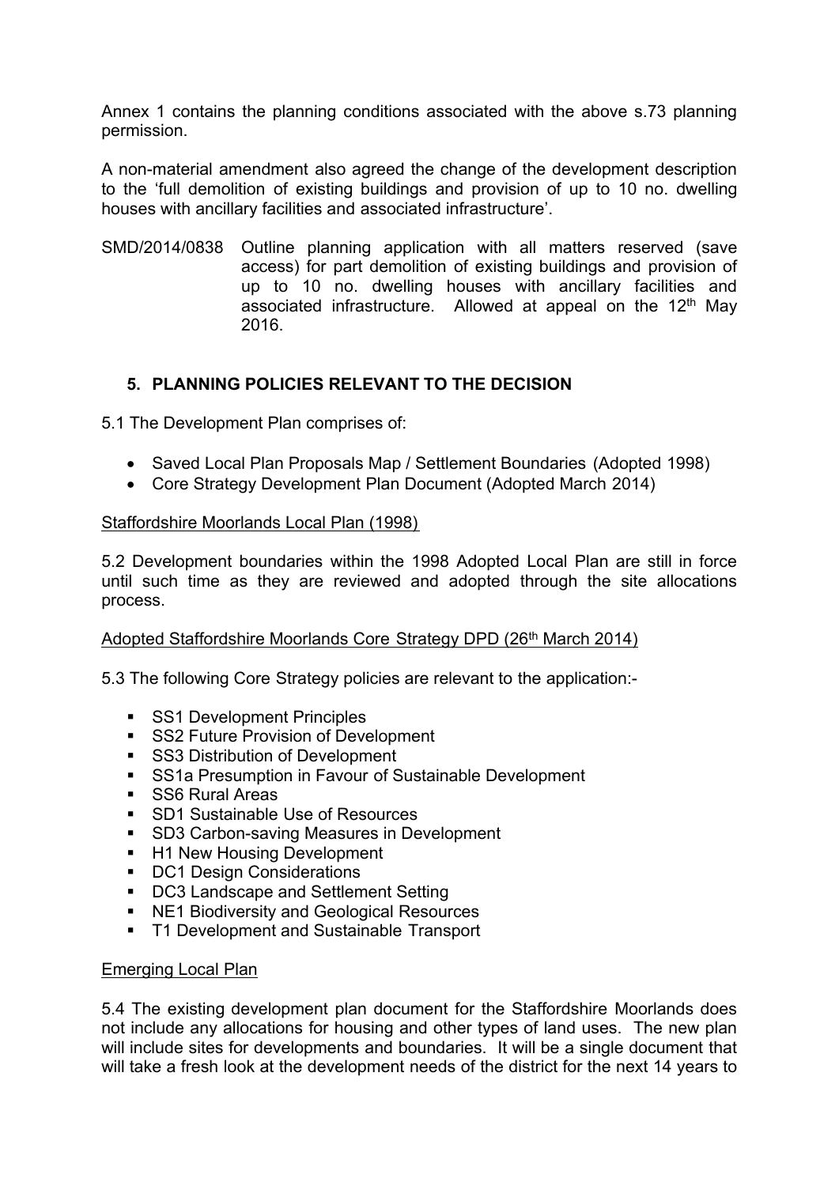Annex 1 contains the planning conditions associated with the above s.73 planning permission.

A non-material amendment also agreed the change of the development description to the 'full demolition of existing buildings and provision of up to 10 no. dwelling houses with ancillary facilities and associated infrastructure'.

SMD/2014/0838 Outline planning application with all matters reserved (save access) for part demolition of existing buildings and provision of up to 10 no. dwelling houses with ancillary facilities and associated infrastructure. Allowed at appeal on the 12th May 2016.

## 5. PLANNING POLICIES RELEVANT TO THE DECISION

5.1 The Development Plan comprises of:

- Saved Local Plan Proposals Map / Settlement Boundaries (Adopted 1998)
- Core Strategy Development Plan Document (Adopted March 2014)

Staffordshire Moorlands Local Plan (1998)

5.2 Development boundaries within the 1998 Adopted Local Plan are still in force until such time as they are reviewed and adopted through the site allocations process.

Adopted Staffordshire Moorlands Core Strategy DPD (26th March 2014)

5.3 The following Core Strategy policies are relevant to the application:-

- SS1 Development Principles
- SS2 Future Provision of Development
- SS3 Distribution of Development
- SS1a Presumption in Favour of Sustainable Development
- SS6 Rural Areas
- SD1 Sustainable Use of Resources
- SD3 Carbon-saving Measures in Development
- H1 New Housing Development
- DC1 Design Considerations
- DC3 Landscape and Settlement Setting
- NE1 Biodiversity and Geological Resources
- T1 Development and Sustainable Transport

Emerging Local Plan

5.4 The existing development plan document for the Staffordshire Moorlands does not include any allocations for housing and other types of land uses. The new plan will include sites for developments and boundaries. It will be a single document that will take a fresh look at the development needs of the district for the next 14 years to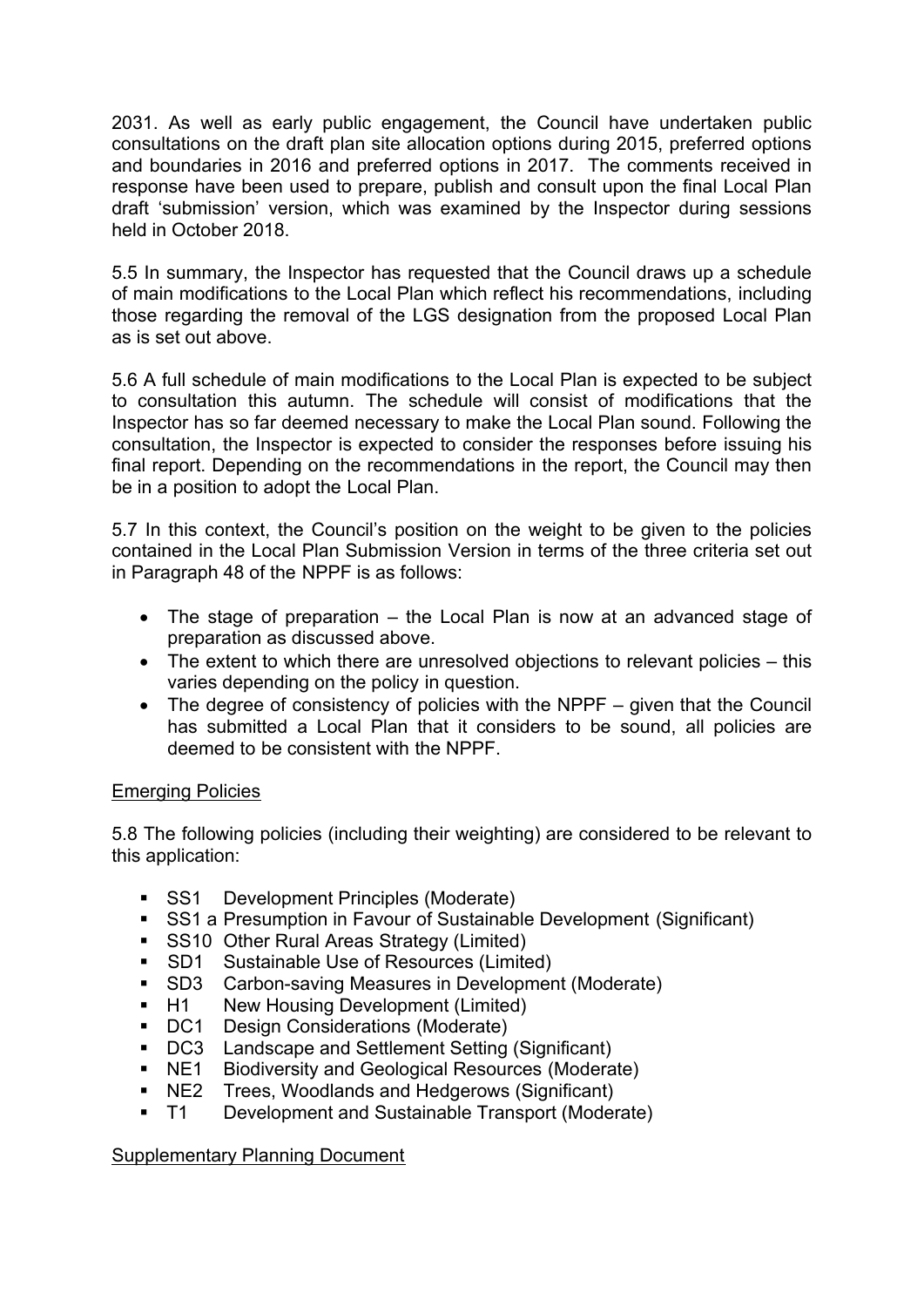2031. As well as early public engagement, the Council have undertaken public consultations on the draft plan site allocation options during 2015, preferred options and boundaries in 2016 and preferred options in 2017. The comments received in response have been used to prepare, publish and consult upon the final Local Plan draft 'submission' version, which was examined by the Inspector during sessions held in October 2018.

5.5 In summary, the Inspector has requested that the Council draws up a schedule of main modifications to the Local Plan which reflect his recommendations, including those regarding the removal of the LGS designation from the proposed Local Plan as is set out above.

5.6 A full schedule of main modifications to the Local Plan is expected to be subject to consultation this autumn. The schedule will consist of modifications that the Inspector has so far deemed necessary to make the Local Plan sound. Following the consultation, the Inspector is expected to consider the responses before issuing his final report. Depending on the recommendations in the report, the Council may then be in a position to adopt the Local Plan.

5.7 In this context, the Council's position on the weight to be given to the policies contained in the Local Plan Submission Version in terms of the three criteria set out in Paragraph 48 of the NPPF is as follows:

- The stage of preparation – the Local Plan is now at an advanced stage of preparation as discussed above.
- The extent to which there are unresolved objections to relevant policies – this varies depending on the policy in question.
- The degree of consistency of policies with the NPPF – given that the Council has submitted a Local Plan that it considers to be sound, all policies are deemed to be consistent with the NPPF.

<u>Emerging Policies</u>

5.8 The following policies (including their weighting) are considered to be relevant to this application:

- SS1 Development Principles (Moderate)
- SS1 a Presumption in Favour of Sustainable Development (Significant)
- SS10 Other Rural Areas Strategy (Limited)
- SD1 Sustainable Use of Resources (Limited)
- SD3 Carbon-saving Measures in Development (Moderate)
- H1 New Housing Development (Limited)
- DC1 Design Considerations (Moderate)
- DC3 Landscape and Settlement Setting (Significant)
- NE1 Biodiversity and Geological Resources (Moderate)
- NE2 Trees, Woodlands and Hedgerows (Significant)
- T1 Development and Sustainable Transport (Moderate)

<u>Supplementary Planning Document</u>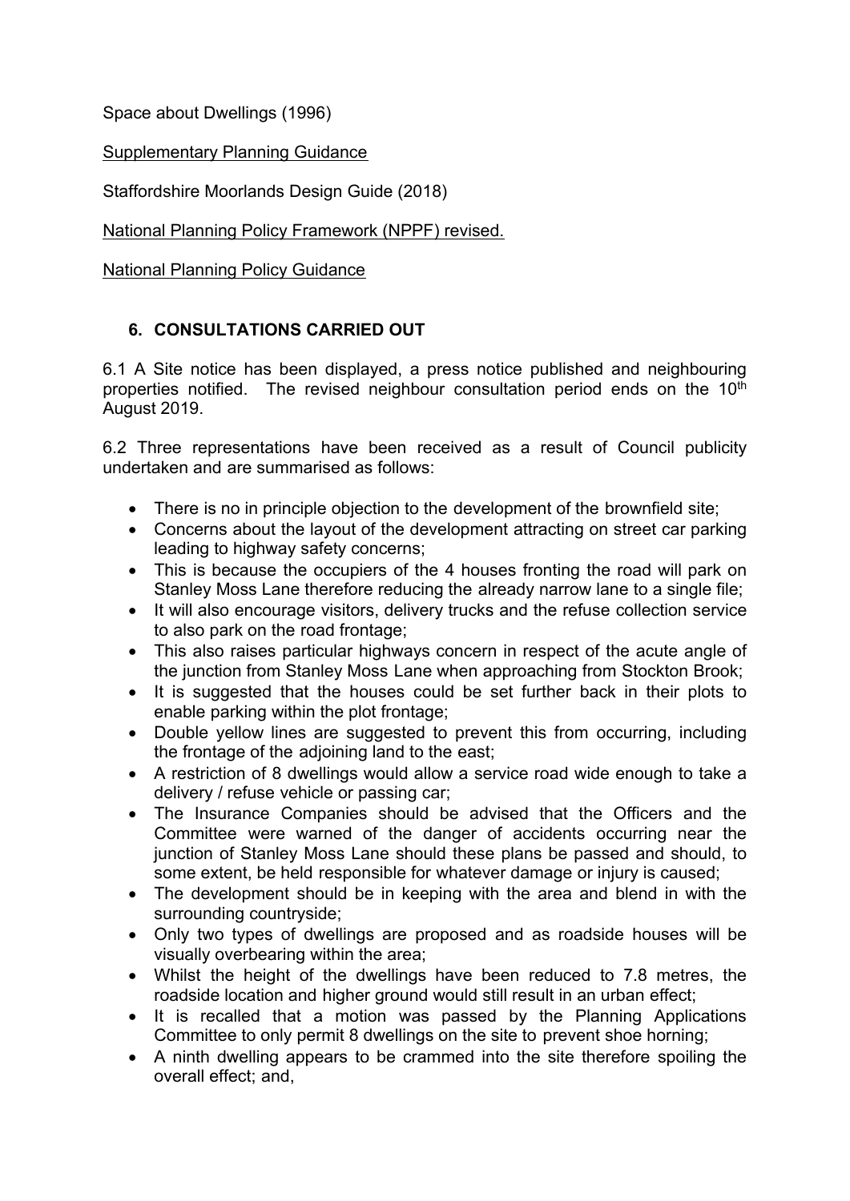Space about Dwellings (1996)

Supplementary Planning Guidance

Staffordshire Moorlands Design Guide (2018)

National Planning Policy Framework (NPPF) revised.

National Planning Policy Guidance

## 6. CONSULTATIONS CARRIED OUT

6.1 A Site notice has been displayed, a press notice published and neighbouring properties notified. The revised neighbour consultation period ends on the 10th August 2019.

6.2 Three representations have been received as a result of Council publicity undertaken and are summarised as follows:

- There is no in principle objection to the development of the brownfield site;
- Concerns about the layout of the development attracting on street car parking leading to highway safety concerns;
- This is because the occupiers of the 4 houses fronting the road will park on Stanley Moss Lane therefore reducing the already narrow lane to a single file;
- It will also encourage visitors, delivery trucks and the refuse collection service to also park on the road frontage;
- This also raises particular highways concern in respect of the acute angle of the junction from Stanley Moss Lane when approaching from Stockton Brook;
- It is suggested that the houses could be set further back in their plots to enable parking within the plot frontage;
- Double yellow lines are suggested to prevent this from occurring, including the frontage of the adjoining land to the east;
- A restriction of 8 dwellings would allow a service road wide enough to take a delivery / refuse vehicle or passing car;
- The Insurance Companies should be advised that the Officers and the Committee were warned of the danger of accidents occurring near the junction of Stanley Moss Lane should these plans be passed and should, to some extent, be held responsible for whatever damage or injury is caused;
- The development should be in keeping with the area and blend in with the surrounding countryside;
- Only two types of dwellings are proposed and as roadside houses will be visually overbearing within the area;
- Whilst the height of the dwellings have been reduced to 7.8 metres, the roadside location and higher ground would still result in an urban effect;
- It is recalled that a motion was passed by the Planning Applications Committee to only permit 8 dwellings on the site to prevent shoe horning;
- A ninth dwelling appears to be crammed into the site therefore spoiling the overall effect; and,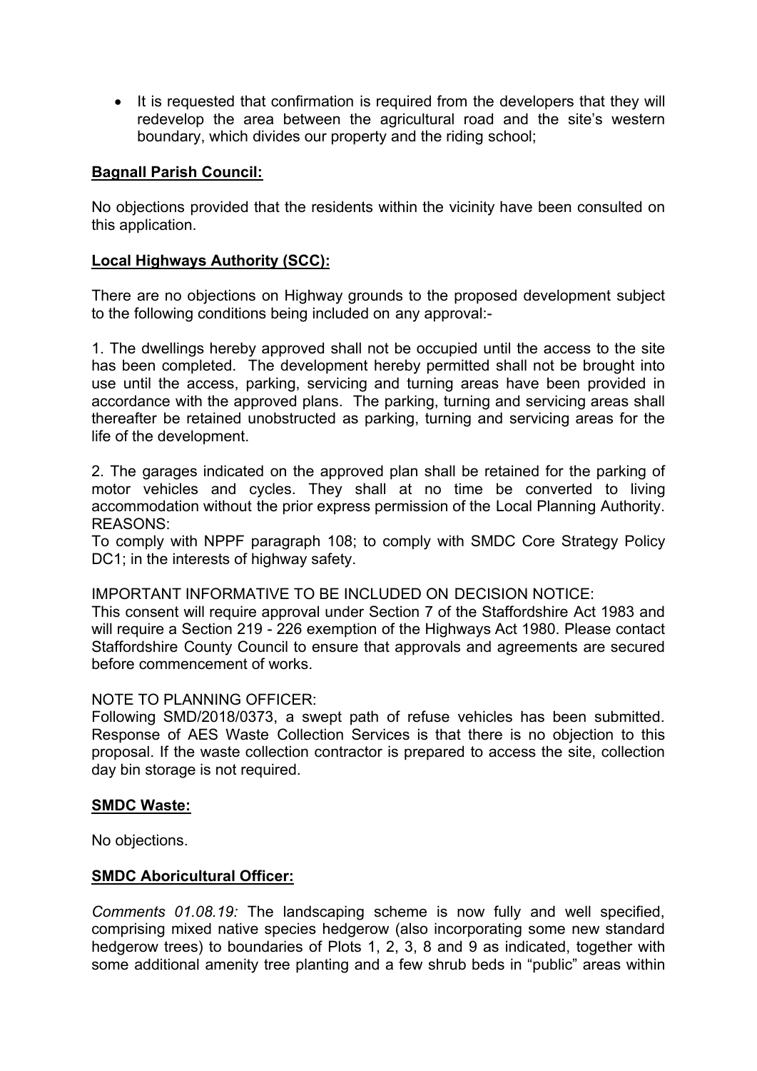- It is requested that confirmation is required from the developers that they will redevelop the area between the agricultural road and the site's western boundary, which divides our property and the riding school;

**Bagnall Parish Council:**

No objections provided that the residents within the vicinity have been consulted on this application.

**Local Highways Authority (SCC):**

There are no objections on Highway grounds to the proposed development subject to the following conditions being included on any approval:-

1. The dwellings hereby approved shall not be occupied until the access to the site has been completed. The development hereby permitted shall not be brought into use until the access, parking, servicing and turning areas have been provided in accordance with the approved plans. The parking, turning and servicing areas shall thereafter be retained unobstructed as parking, turning and servicing areas for the life of the development.

2. The garages indicated on the approved plan shall be retained for the parking of motor vehicles and cycles. They shall at no time be converted to living accommodation without the prior express permission of the Local Planning Authority. REASONS:
To comply with NPPF paragraph 108; to comply with SMDC Core Strategy Policy DC1; in the interests of highway safety.

IMPORTANT INFORMATIVE TO BE INCLUDED ON DECISION NOTICE:
This consent will require approval under Section 7 of the Staffordshire Act 1983 and will require a Section 219 - 226 exemption of the Highways Act 1980. Please contact Staffordshire County Council to ensure that approvals and agreements are secured before commencement of works.

NOTE TO PLANNING OFFICER:
Following SMD/2018/0373, a swept path of refuse vehicles has been submitted. Response of AES Waste Collection Services is that there is no objection to this proposal. If the waste collection contractor is prepared to access the site, collection day bin storage is not required.

**SMDC Waste:**

No objections.

**SMDC Aboricultural Officer:**

*Comments 01.08.19:* The landscaping scheme is now fully and well specified, comprising mixed native species hedgerow (also incorporating some new standard hedgerow trees) to boundaries of Plots 1, 2, 3, 8 and 9 as indicated, together with some additional amenity tree planting and a few shrub beds in "public" areas within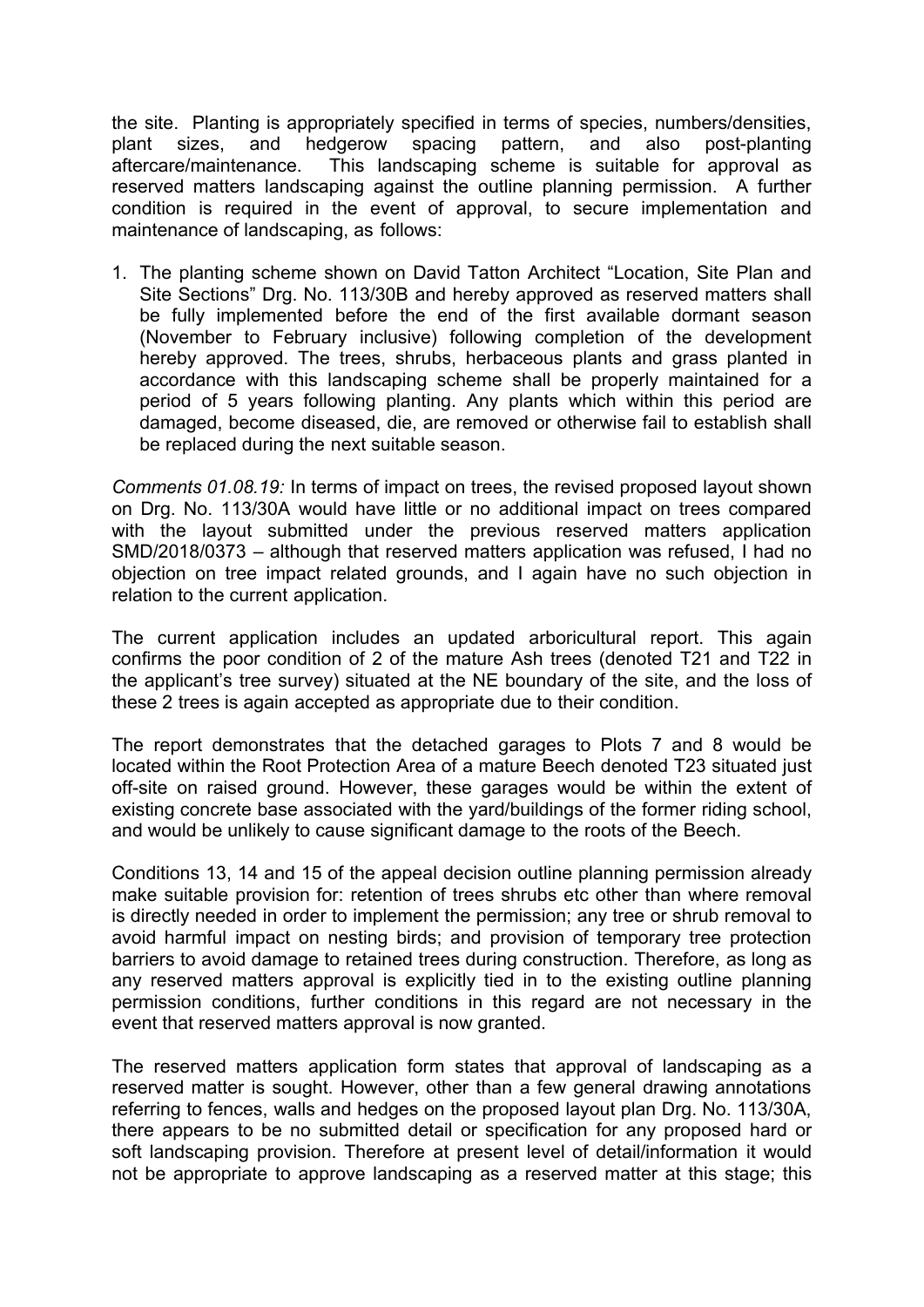the site. Planting is appropriately specified in terms of species, numbers/densities, plant sizes, and hedgerow spacing pattern, and also post-planting aftercare/maintenance. This landscaping scheme is suitable for approval as reserved matters landscaping against the outline planning permission. A further condition is required in the event of approval, to secure implementation and maintenance of landscaping, as follows:

1. The planting scheme shown on David Tatton Architect "Location, Site Plan and Site Sections" Drg. No. 113/30B and hereby approved as reserved matters shall be fully implemented before the end of the first available dormant season (November to February inclusive) following completion of the development hereby approved. The trees, shrubs, herbaceous plants and grass planted in accordance with this landscaping scheme shall be properly maintained for a period of 5 years following planting. Any plants which within this period are damaged, become diseased, die, are removed or otherwise fail to establish shall be replaced during the next suitable season.

*Comments 01.08.19:* In terms of impact on trees, the revised proposed layout shown on Drg. No. 113/30A would have little or no additional impact on trees compared with the layout submitted under the previous reserved matters application SMD/2018/0373 – although that reserved matters application was refused, I had no objection on tree impact related grounds, and I again have no such objection in relation to the current application.

The current application includes an updated arboricultural report. This again confirms the poor condition of 2 of the mature Ash trees (denoted T21 and T22 in the applicant's tree survey) situated at the NE boundary of the site, and the loss of these 2 trees is again accepted as appropriate due to their condition.

The report demonstrates that the detached garages to Plots 7 and 8 would be located within the Root Protection Area of a mature Beech denoted T23 situated just off-site on raised ground. However, these garages would be within the extent of existing concrete base associated with the yard/buildings of the former riding school, and would be unlikely to cause significant damage to the roots of the Beech.

Conditions 13, 14 and 15 of the appeal decision outline planning permission already make suitable provision for: retention of trees shrubs etc other than where removal is directly needed in order to implement the permission; any tree or shrub removal to avoid harmful impact on nesting birds; and provision of temporary tree protection barriers to avoid damage to retained trees during construction. Therefore, as long as any reserved matters approval is explicitly tied in to the existing outline planning permission conditions, further conditions in this regard are not necessary in the event that reserved matters approval is now granted.

The reserved matters application form states that approval of landscaping as a reserved matter is sought. However, other than a few general drawing annotations referring to fences, walls and hedges on the proposed layout plan Drg. No. 113/30A, there appears to be no submitted detail or specification for any proposed hard or soft landscaping provision. Therefore at present level of detail/information it would not be appropriate to approve landscaping as a reserved matter at this stage; this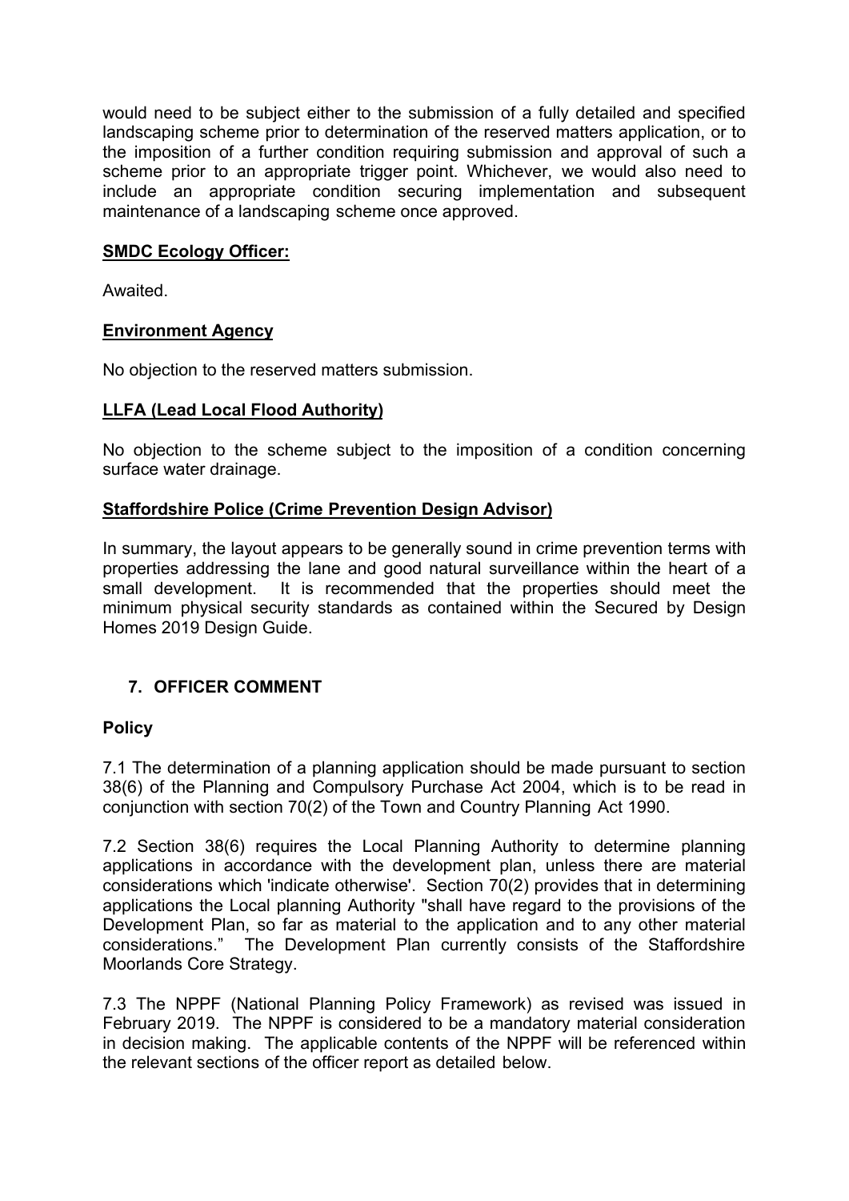would need to be subject either to the submission of a fully detailed and specified landscaping scheme prior to determination of the reserved matters application, or to the imposition of a further condition requiring submission and approval of such a scheme prior to an appropriate trigger point. Whichever, we would also need to include an appropriate condition securing implementation and subsequent maintenance of a landscaping scheme once approved.

**SMDC Ecology Officer:**

Awaited.

**Environment Agency**

No objection to the reserved matters submission.

**LLFA (Lead Local Flood Authority)**

No objection to the scheme subject to the imposition of a condition concerning surface water drainage.

**Staffordshire Police (Crime Prevention Design Advisor)**

In summary, the layout appears to be generally sound in crime prevention terms with properties addressing the lane and good natural surveillance within the heart of a small development. It is recommended that the properties should meet the minimum physical security standards as contained within the Secured by Design Homes 2019 Design Guide.

## 7. OFFICER COMMENT

**Policy**

7.1 The determination of a planning application should be made pursuant to section 38(6) of the Planning and Compulsory Purchase Act 2004, which is to be read in conjunction with section 70(2) of the Town and Country Planning Act 1990.

7.2 Section 38(6) requires the Local Planning Authority to determine planning applications in accordance with the development plan, unless there are material considerations which 'indicate otherwise'. Section 70(2) provides that in determining applications the Local planning Authority "shall have regard to the provisions of the Development Plan, so far as material to the application and to any other material considerations." The Development Plan currently consists of the Staffordshire Moorlands Core Strategy.

7.3 The NPPF (National Planning Policy Framework) as revised was issued in February 2019. The NPPF is considered to be a mandatory material consideration in decision making. The applicable contents of the NPPF will be referenced within the relevant sections of the officer report as detailed below.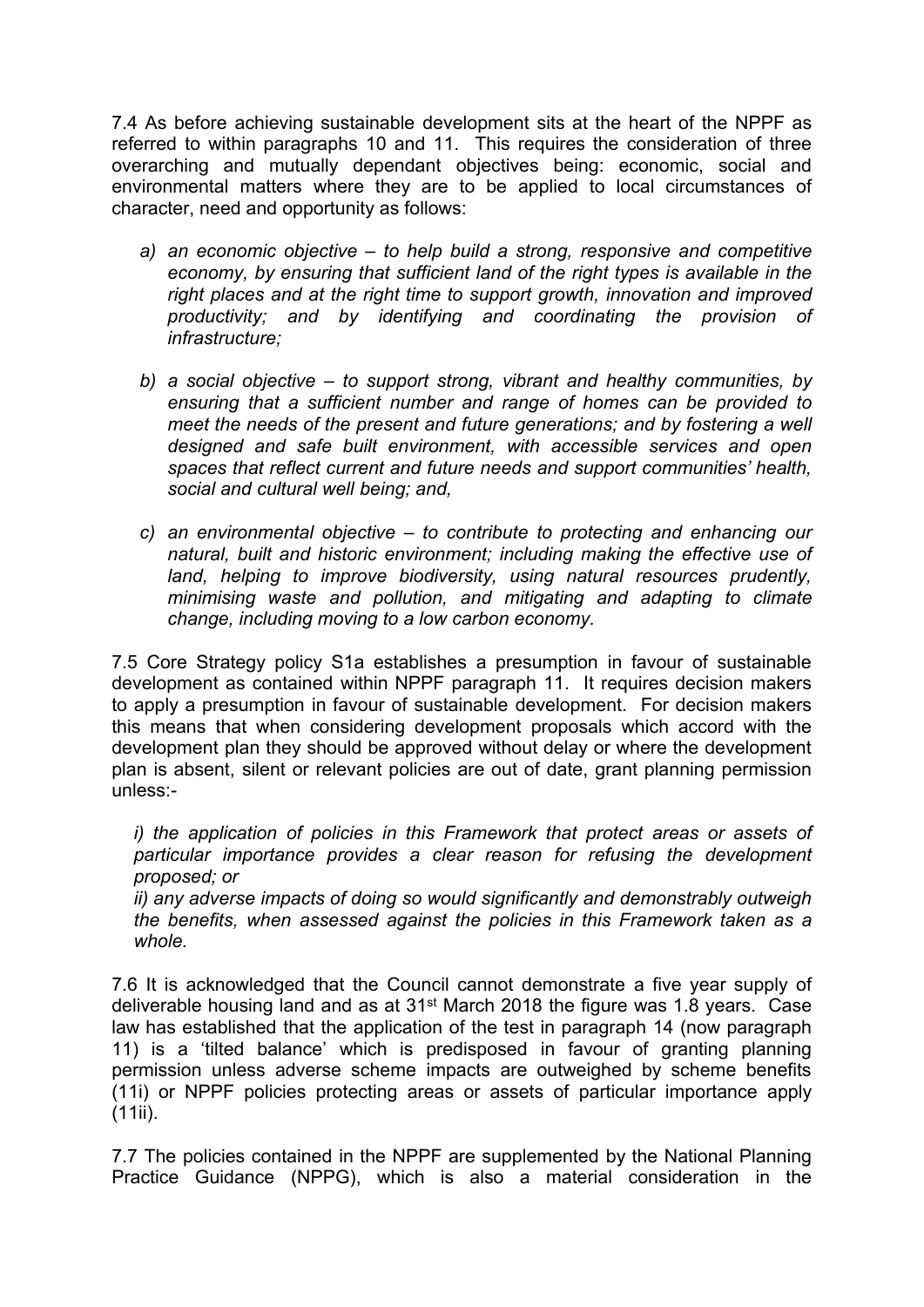7.4 As before achieving sustainable development sits at the heart of the NPPF as referred to within paragraphs 10 and 11. This requires the consideration of three overarching and mutually dependant objectives being: economic, social and environmental matters where they are to be applied to local circumstances of character, need and opportunity as follows:

a) *an economic objective – to help build a strong, responsive and competitive economy, by ensuring that sufficient land of the right types is available in the right places and at the right time to support growth, innovation and improved productivity; and by identifying and coordinating the provision of infrastructure;*

b) *a social objective – to support strong, vibrant and healthy communities, by ensuring that a sufficient number and range of homes can be provided to meet the needs of the present and future generations; and by fostering a well designed and safe built environment, with accessible services and open spaces that reflect current and future needs and support communities' health, social and cultural well being; and,*

c) *an environmental objective – to contribute to protecting and enhancing our natural, built and historic environment; including making the effective use of land, helping to improve biodiversity, using natural resources prudently, minimising waste and pollution, and mitigating and adapting to climate change, including moving to a low carbon economy.*

7.5 Core Strategy policy S1a establishes a presumption in favour of sustainable development as contained within NPPF paragraph 11. It requires decision makers to apply a presumption in favour of sustainable development. For decision makers this means that when considering development proposals which accord with the development plan they should be approved without delay or where the development plan is absent, silent or relevant policies are out of date, grant planning permission unless:-

*i) the application of policies in this Framework that protect areas or assets of particular importance provides a clear reason for refusing the development proposed; or*
*ii) any adverse impacts of doing so would significantly and demonstrably outweigh the benefits, when assessed against the policies in this Framework taken as a whole.*

7.6 It is acknowledged that the Council cannot demonstrate a five year supply of deliverable housing land and as at 31st March 2018 the figure was 1.8 years. Case law has established that the application of the test in paragraph 14 (now paragraph 11) is a 'tilted balance' which is predisposed in favour of granting planning permission unless adverse scheme impacts are outweighed by scheme benefits (11i) or NPPF policies protecting areas or assets of particular importance apply (11ii).

7.7 The policies contained in the NPPF are supplemented by the National Planning Practice Guidance (NPPG), which is also a material consideration in the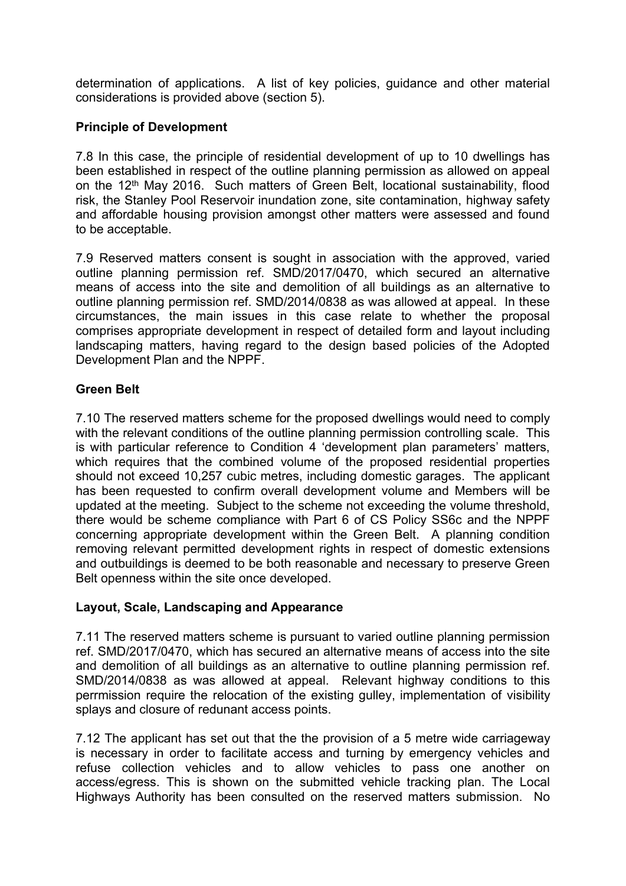determination of applications. A list of key policies, guidance and other material considerations is provided above (section 5).

**Principle of Development**

7.8 In this case, the principle of residential development of up to 10 dwellings has been established in respect of the outline planning permission as allowed on appeal on the 12th May 2016. Such matters of Green Belt, locational sustainability, flood risk, the Stanley Pool Reservoir inundation zone, site contamination, highway safety and affordable housing provision amongst other matters were assessed and found to be acceptable.

7.9 Reserved matters consent is sought in association with the approved, varied outline planning permission ref. SMD/2017/0470, which secured an alternative means of access into the site and demolition of all buildings as an alternative to outline planning permission ref. SMD/2014/0838 as was allowed at appeal. In these circumstances, the main issues in this case relate to whether the proposal comprises appropriate development in respect of detailed form and layout including landscaping matters, having regard to the design based policies of the Adopted Development Plan and the NPPF.

**Green Belt**

7.10 The reserved matters scheme for the proposed dwellings would need to comply with the relevant conditions of the outline planning permission controlling scale. This is with particular reference to Condition 4 'development plan parameters' matters, which requires that the combined volume of the proposed residential properties should not exceed 10,257 cubic metres, including domestic garages. The applicant has been requested to confirm overall development volume and Members will be updated at the meeting. Subject to the scheme not exceeding the volume threshold, there would be scheme compliance with Part 6 of CS Policy SS6c and the NPPF concerning appropriate development within the Green Belt. A planning condition removing relevant permitted development rights in respect of domestic extensions and outbuildings is deemed to be both reasonable and necessary to preserve Green Belt openness within the site once developed.

**Layout, Scale, Landscaping and Appearance**

7.11 The reserved matters scheme is pursuant to varied outline planning permission ref. SMD/2017/0470, which has secured an alternative means of access into the site and demolition of all buildings as an alternative to outline planning permission ref. SMD/2014/0838 as was allowed at appeal. Relevant highway conditions to this perrmission require the relocation of the existing gulley, implementation of visibility splays and closure of redunant access points.

7.12 The applicant has set out that the the provision of a 5 metre wide carriageway is necessary in order to facilitate access and turning by emergency vehicles and refuse collection vehicles and to allow vehicles to pass one another on access/egress. This is shown on the submitted vehicle tracking plan. The Local Highways Authority has been consulted on the reserved matters submission. No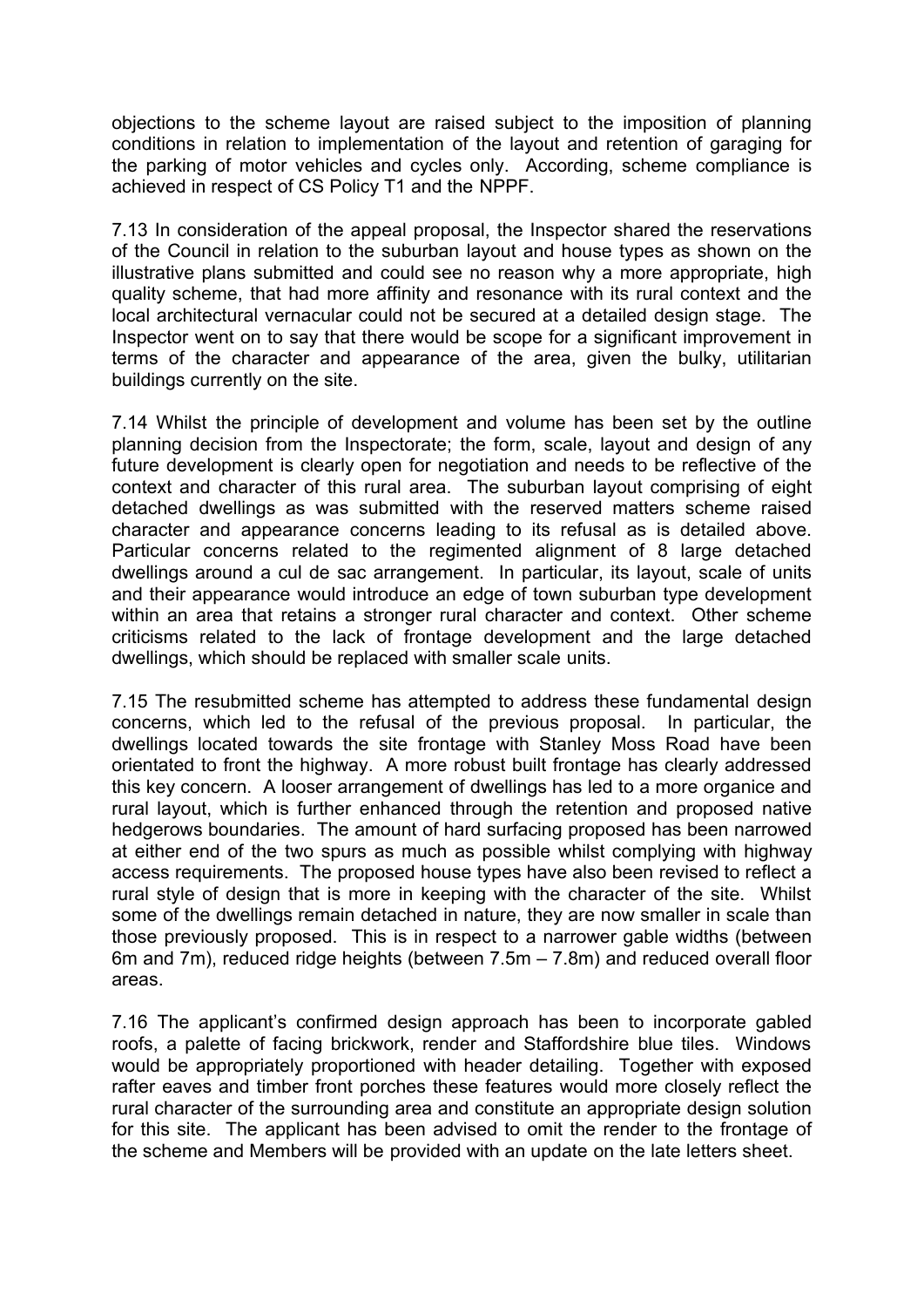objections to the scheme layout are raised subject to the imposition of planning conditions in relation to implementation of the layout and retention of garaging for the parking of motor vehicles and cycles only. According, scheme compliance is achieved in respect of CS Policy T1 and the NPPF.

7.13 In consideration of the appeal proposal, the Inspector shared the reservations of the Council in relation to the suburban layout and house types as shown on the illustrative plans submitted and could see no reason why a more appropriate, high quality scheme, that had more affinity and resonance with its rural context and the local architectural vernacular could not be secured at a detailed design stage. The Inspector went on to say that there would be scope for a significant improvement in terms of the character and appearance of the area, given the bulky, utilitarian buildings currently on the site.

7.14 Whilst the principle of development and volume has been set by the outline planning decision from the Inspectorate; the form, scale, layout and design of any future development is clearly open for negotiation and needs to be reflective of the context and character of this rural area. The suburban layout comprising of eight detached dwellings as was submitted with the reserved matters scheme raised character and appearance concerns leading to its refusal as is detailed above. Particular concerns related to the regimented alignment of 8 large detached dwellings around a cul de sac arrangement. In particular, its layout, scale of units and their appearance would introduce an edge of town suburban type development within an area that retains a stronger rural character and context. Other scheme criticisms related to the lack of frontage development and the large detached dwellings, which should be replaced with smaller scale units.

7.15 The resubmitted scheme has attempted to address these fundamental design concerns, which led to the refusal of the previous proposal. In particular, the dwellings located towards the site frontage with Stanley Moss Road have been orientated to front the highway. A more robust built frontage has clearly addressed this key concern. A looser arrangement of dwellings has led to a more organice and rural layout, which is further enhanced through the retention and proposed native hedgerows boundaries. The amount of hard surfacing proposed has been narrowed at either end of the two spurs as much as possible whilst complying with highway access requirements. The proposed house types have also been revised to reflect a rural style of design that is more in keeping with the character of the site. Whilst some of the dwellings remain detached in nature, they are now smaller in scale than those previously proposed. This is in respect to a narrower gable widths (between 6m and 7m), reduced ridge heights (between 7.5m – 7.8m) and reduced overall floor areas.

7.16 The applicant's confirmed design approach has been to incorporate gabled roofs, a palette of facing brickwork, render and Staffordshire blue tiles. Windows would be appropriately proportioned with header detailing. Together with exposed rafter eaves and timber front porches these features would more closely reflect the rural character of the surrounding area and constitute an appropriate design solution for this site. The applicant has been advised to omit the render to the frontage of the scheme and Members will be provided with an update on the late letters sheet.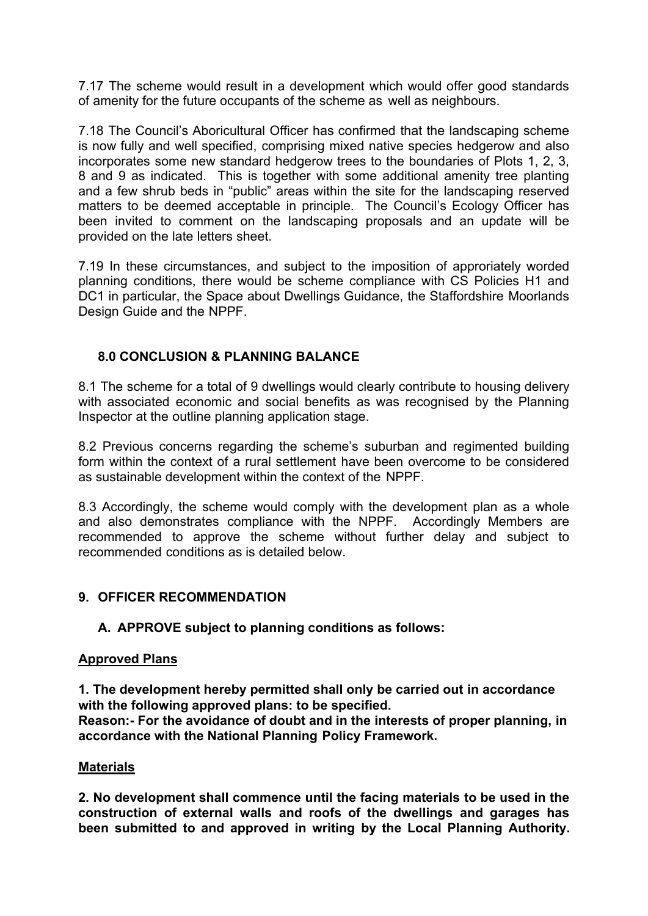7.17 The scheme would result in a development which would offer good standards of amenity for the future occupants of the scheme as well as neighbours.

7.18 The Council's Aboricultural Officer has confirmed that the landscaping scheme is now fully and well specified, comprising mixed native species hedgerow and also incorporates some new standard hedgerow trees to the boundaries of Plots 1, 2, 3, 8 and 9 as indicated. This is together with some additional amenity tree planting and a few shrub beds in "public" areas within the site for the landscaping reserved matters to be deemed acceptable in principle. The Council's Ecology Officer has been invited to comment on the landscaping proposals and an update will be provided on the late letters sheet.

7.19 In these circumstances, and subject to the imposition of approriately worded planning conditions, there would be scheme compliance with CS Policies H1 and DC1 in particular, the Space about Dwellings Guidance, the Staffordshire Moorlands Design Guide and the NPPF.

## 8.0 CONCLUSION & PLANNING BALANCE

8.1 The scheme for a total of 9 dwellings would clearly contribute to housing delivery with associated economic and social benefits as was recognised by the Planning Inspector at the outline planning application stage.

8.2 Previous concerns regarding the scheme's suburban and regimented building form within the context of a rural settlement have been overcome to be considered as sustainable development within the context of the NPPF.

8.3 Accordingly, the scheme would comply with the development plan as a whole and also demonstrates compliance with the NPPF. Accordingly Members are recommended to approve the scheme without further delay and subject to recommended conditions as is detailed below.

## 9. OFFICER RECOMMENDATION

### A. APPROVE subject to planning conditions as follows:

**Approved Plans**

**1. The development hereby permitted shall only be carried out in accordance with the following approved plans: to be specified.**
**Reason:- For the avoidance of doubt and in the interests of proper planning, in accordance with the National Planning Policy Framework.**

**Materials**

**2. No development shall commence until the facing materials to be used in the construction of external walls and roofs of the dwellings and garages has been submitted to and approved in writing by the Local Planning Authority.**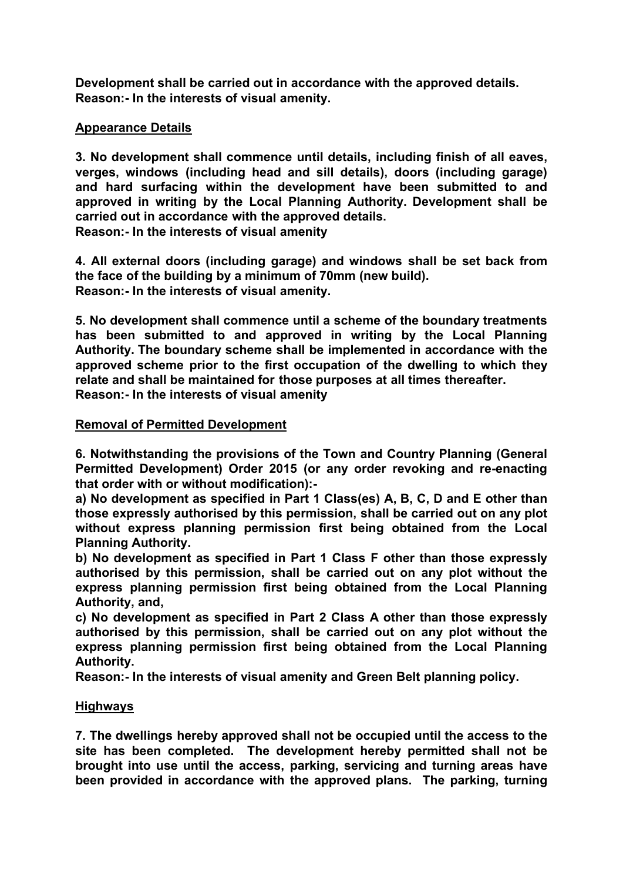**Development shall be carried out in accordance with the approved details.**
**Reason:- In the interests of visual amenity.**

**Appearance Details**

**3. No development shall commence until details, including finish of all eaves, verges, windows (including head and sill details), doors (including garage) and hard surfacing within the development have been submitted to and approved in writing by the Local Planning Authority. Development shall be carried out in accordance with the approved details.**
**Reason:- In the interests of visual amenity**

**4. All external doors (including garage) and windows shall be set back from the face of the building by a minimum of 70mm (new build).**
**Reason:- In the interests of visual amenity.**

**5. No development shall commence until a scheme of the boundary treatments has been submitted to and approved in writing by the Local Planning Authority. The boundary scheme shall be implemented in accordance with the approved scheme prior to the first occupation of the dwelling to which they relate and shall be maintained for those purposes at all times thereafter.**
**Reason:- In the interests of visual amenity**

**Removal of Permitted Development**

**6. Notwithstanding the provisions of the Town and Country Planning (General Permitted Development) Order 2015 (or any order revoking and re-enacting that order with or without modification):-**
**a) No development as specified in Part 1 Class(es) A, B, C, D and E other than those expressly authorised by this permission, shall be carried out on any plot without express planning permission first being obtained from the Local Planning Authority.**
**b) No development as specified in Part 1 Class F other than those expressly authorised by this permission, shall be carried out on any plot without the express planning permission first being obtained from the Local Planning Authority, and,**
**c) No development as specified in Part 2 Class A other than those expressly authorised by this permission, shall be carried out on any plot without the express planning permission first being obtained from the Local Planning Authority.**
**Reason:- In the interests of visual amenity and Green Belt planning policy.**

**Highways**

**7. The dwellings hereby approved shall not be occupied until the access to the site has been completed. The development hereby permitted shall not be brought into use until the access, parking, servicing and turning areas have been provided in accordance with the approved plans. The parking, turning**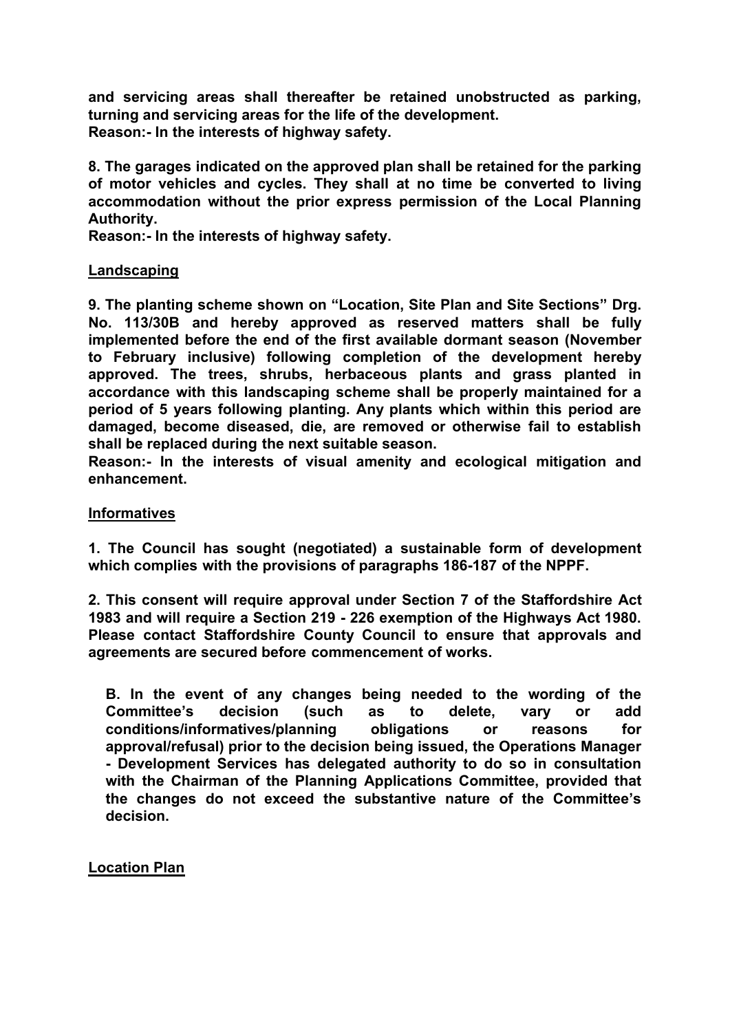**and servicing areas shall thereafter be retained unobstructed as parking, turning and servicing areas for the life of the development.**
**Reason:- In the interests of highway safety.**

**8. The garages indicated on the approved plan shall be retained for the parking of motor vehicles and cycles. They shall at no time be converted to living accommodation without the prior express permission of the Local Planning Authority.**
**Reason:- In the interests of highway safety.**

**Landscaping**

**9. The planting scheme shown on "Location, Site Plan and Site Sections" Drg. No. 113/30B and hereby approved as reserved matters shall be fully implemented before the end of the first available dormant season (November to February inclusive) following completion of the development hereby approved. The trees, shrubs, herbaceous plants and grass planted in accordance with this landscaping scheme shall be properly maintained for a period of 5 years following planting. Any plants which within this period are damaged, become diseased, die, are removed or otherwise fail to establish shall be replaced during the next suitable season.**
**Reason:- In the interests of visual amenity and ecological mitigation and enhancement.**

**Informatives**

**1. The Council has sought (negotiated) a sustainable form of development which complies with the provisions of paragraphs 186-187 of the NPPF.**

**2. This consent will require approval under Section 7 of the Staffordshire Act 1983 and will require a Section 219 - 226 exemption of the Highways Act 1980. Please contact Staffordshire County Council to ensure that approvals and agreements are secured before commencement of works.**

**B. In the event of any changes being needed to the wording of the Committee's decision (such as to delete, vary or add conditions/informatives/planning obligations or reasons for approval/refusal) prior to the decision being issued, the Operations Manager - Development Services has delegated authority to do so in consultation with the Chairman of the Planning Applications Committee, provided that the changes do not exceed the substantive nature of the Committee's decision.**

**Location Plan**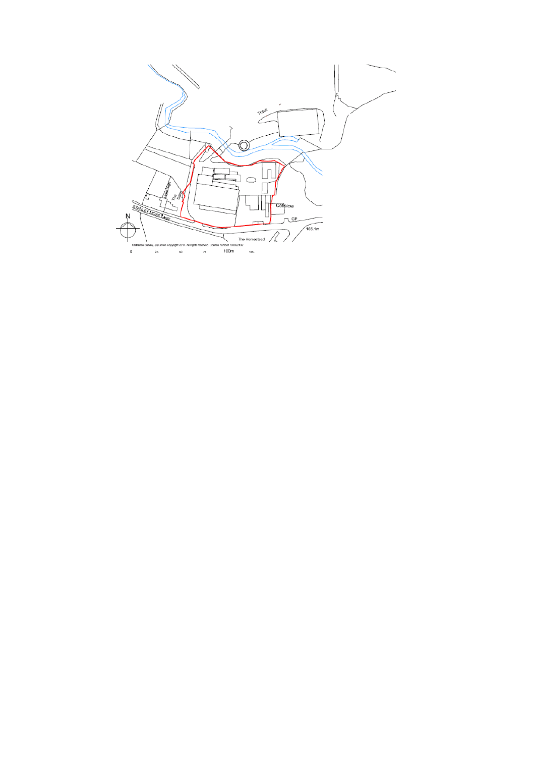Track

Mossley

The Dale

STANLEY MOSS LANE

Coltslow

GP

165.1m

The Homestead

N

Ordnance Survey, (c) Crown Copyright 2017. All rights reserved. Licence number 100022432

0 25 50 75 100m 125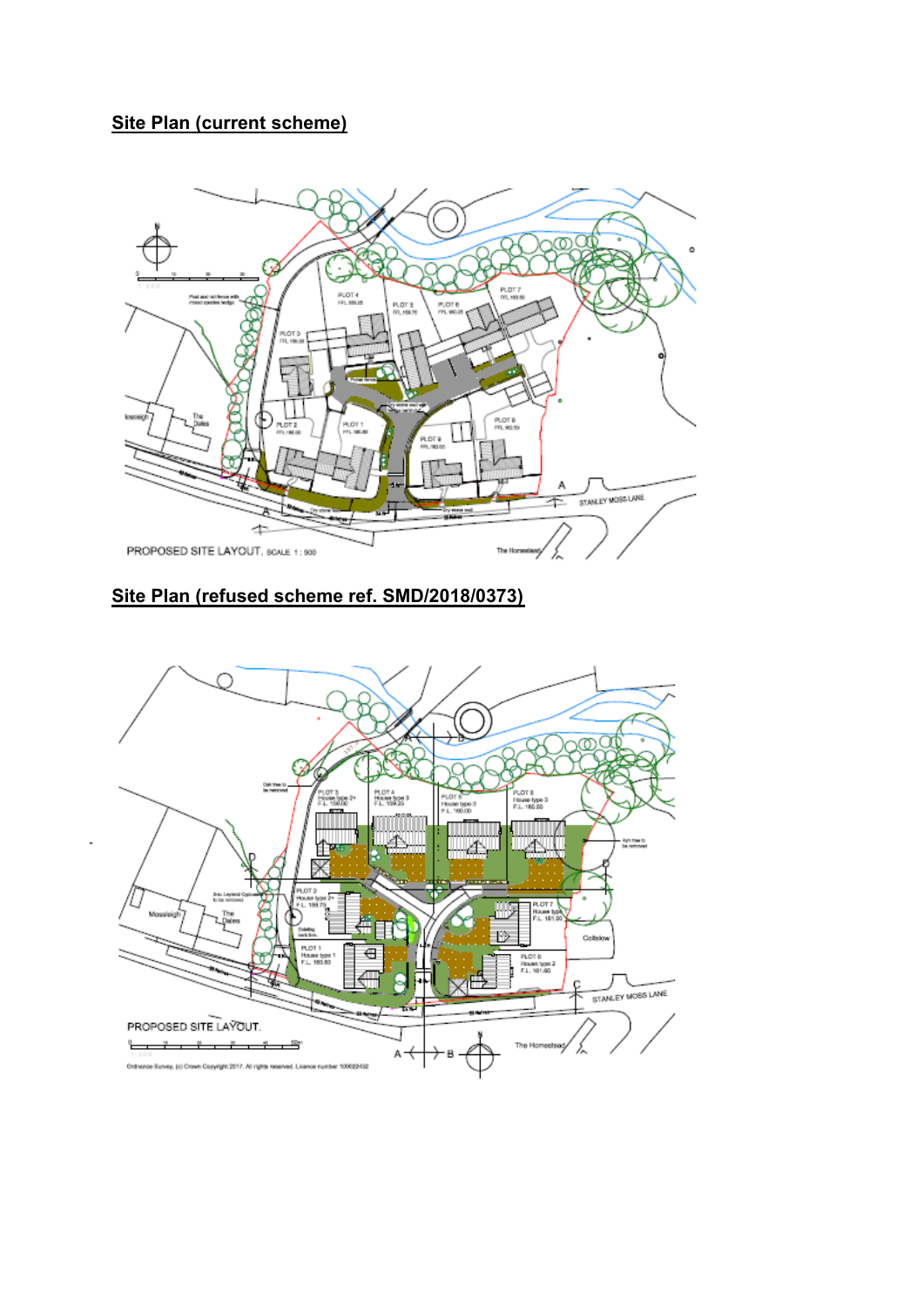**Site Plan (current scheme)**

**Site Plan (refused scheme ref. SMD/2018/0373)**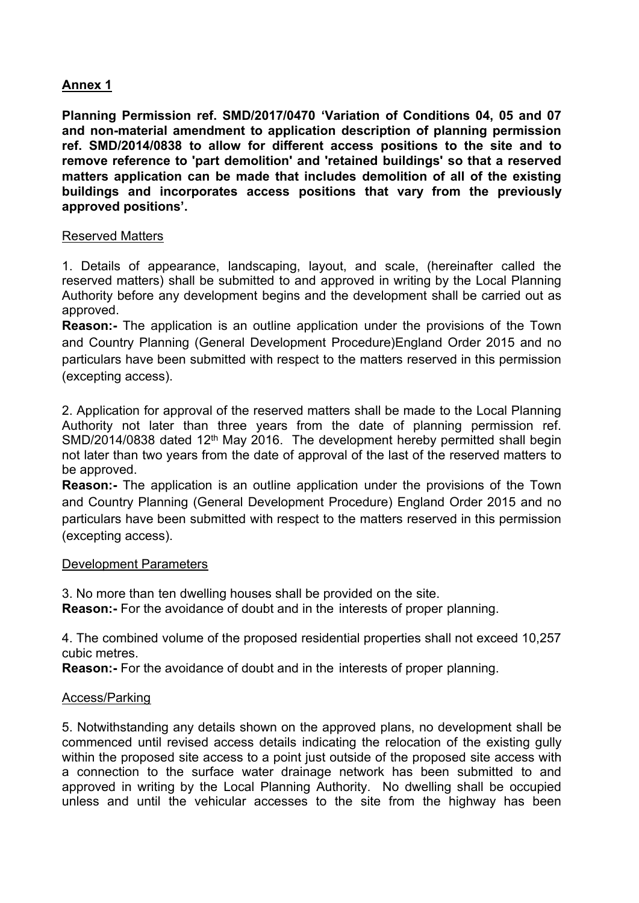**Annex 1**

**Planning Permission ref. SMD/2017/0470 'Variation of Conditions 04, 05 and 07 and non-material amendment to application description of planning permission ref. SMD/2014/0838 to allow for different access positions to the site and to remove reference to 'part demolition' and 'retained buildings' so that a reserved matters application can be made that includes demolition of all of the existing buildings and incorporates access positions that vary from the previously approved positions'.**

Reserved Matters

1. Details of appearance, landscaping, layout, and scale, (hereinafter called the reserved matters) shall be submitted to and approved in writing by the Local Planning Authority before any development begins and the development shall be carried out as approved.

**Reason:-** The application is an outline application under the provisions of the Town and Country Planning (General Development Procedure)England Order 2015 and no particulars have been submitted with respect to the matters reserved in this permission (excepting access).

2. Application for approval of the reserved matters shall be made to the Local Planning Authority not later than three years from the date of planning permission ref. SMD/2014/0838 dated 12th May 2016. The development hereby permitted shall begin not later than two years from the date of approval of the last of the reserved matters to be approved.

**Reason:-** The application is an outline application under the provisions of the Town and Country Planning (General Development Procedure) England Order 2015 and no particulars have been submitted with respect to the matters reserved in this permission (excepting access).

Development Parameters

3. No more than ten dwelling houses shall be provided on the site.

**Reason:-** For the avoidance of doubt and in the interests of proper planning.

4. The combined volume of the proposed residential properties shall not exceed 10,257 cubic metres.

**Reason:-** For the avoidance of doubt and in the interests of proper planning.

Access/Parking

5. Notwithstanding any details shown on the approved plans, no development shall be commenced until revised access details indicating the relocation of the existing gully within the proposed site access to a point just outside of the proposed site access with a connection to the surface water drainage network has been submitted to and approved in writing by the Local Planning Authority. No dwelling shall be occupied unless and until the vehicular accesses to the site from the highway has been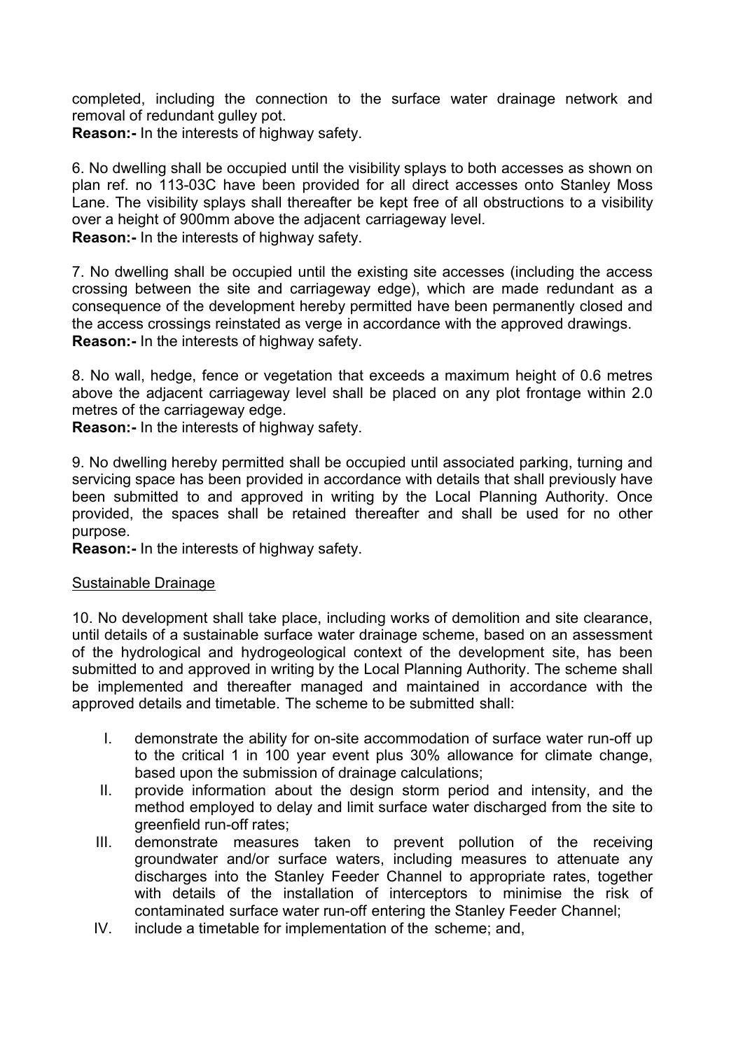completed, including the connection to the surface water drainage network and removal of redundant gulley pot.

**Reason:-** In the interests of highway safety.

6. No dwelling shall be occupied until the visibility splays to both accesses as shown on plan ref. no 113-03C have been provided for all direct accesses onto Stanley Moss Lane. The visibility splays shall thereafter be kept free of all obstructions to a visibility over a height of 900mm above the adjacent carriageway level.

**Reason:-** In the interests of highway safety.

7. No dwelling shall be occupied until the existing site accesses (including the access crossing between the site and carriageway edge), which are made redundant as a consequence of the development hereby permitted have been permanently closed and the access crossings reinstated as verge in accordance with the approved drawings.

**Reason:-** In the interests of highway safety.

8. No wall, hedge, fence or vegetation that exceeds a maximum height of 0.6 metres above the adjacent carriageway level shall be placed on any plot frontage within 2.0 metres of the carriageway edge.

**Reason:-** In the interests of highway safety.

9. No dwelling hereby permitted shall be occupied until associated parking, turning and servicing space has been provided in accordance with details that shall previously have been submitted to and approved in writing by the Local Planning Authority. Once provided, the spaces shall be retained thereafter and shall be used for no other purpose.

**Reason:-** In the interests of highway safety.

<u>Sustainable Drainage</u>

10. No development shall take place, including works of demolition and site clearance, until details of a sustainable surface water drainage scheme, based on an assessment of the hydrological and hydrogeological context of the development site, has been submitted to and approved in writing by the Local Planning Authority. The scheme shall be implemented and thereafter managed and maintained in accordance with the approved details and timetable. The scheme to be submitted shall:

I. demonstrate the ability for on-site accommodation of surface water run-off up to the critical 1 in 100 year event plus 30% allowance for climate change, based upon the submission of drainage calculations;

II. provide information about the design storm period and intensity, and the method employed to delay and limit surface water discharged from the site to greenfield run-off rates;

III. demonstrate measures taken to prevent pollution of the receiving groundwater and/or surface waters, including measures to attenuate any discharges into the Stanley Feeder Channel to appropriate rates, together with details of the installation of interceptors to minimise the risk of contaminated surface water run-off entering the Stanley Feeder Channel;

IV. include a timetable for implementation of the scheme; and,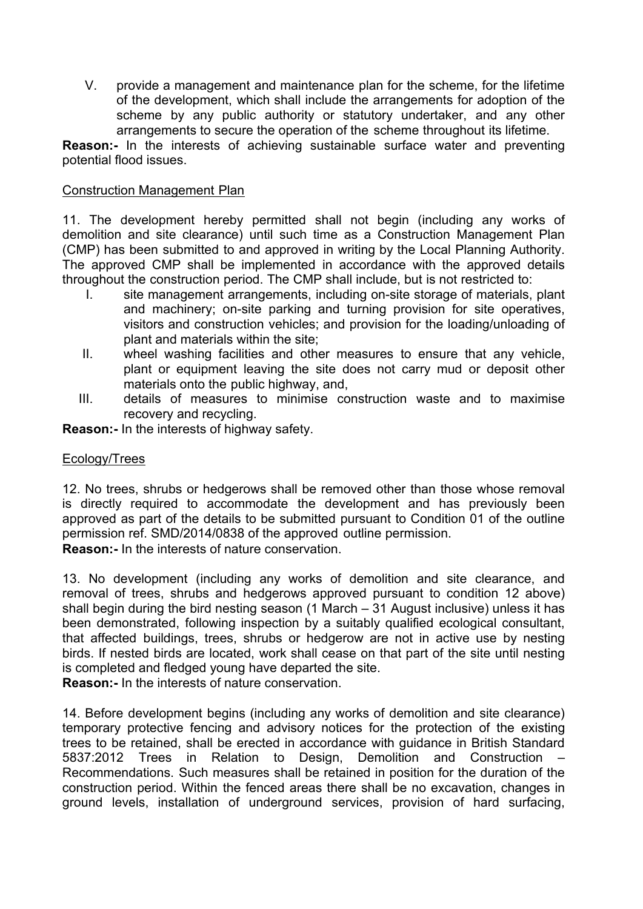V. provide a management and maintenance plan for the scheme, for the lifetime of the development, which shall include the arrangements for adoption of the scheme by any public authority or statutory undertaker, and any other arrangements to secure the operation of the scheme throughout its lifetime.

**Reason:-** In the interests of achieving sustainable surface water and preventing potential flood issues.

<u>Construction Management Plan</u>

11. The development hereby permitted shall not begin (including any works of demolition and site clearance) until such time as a Construction Management Plan (CMP) has been submitted to and approved in writing by the Local Planning Authority. The approved CMP shall be implemented in accordance with the approved details throughout the construction period. The CMP shall include, but is not restricted to:

I. site management arrangements, including on-site storage of materials, plant and machinery; on-site parking and turning provision for site operatives, visitors and construction vehicles; and provision for the loading/unloading of plant and materials within the site;

II. wheel washing facilities and other measures to ensure that any vehicle, plant or equipment leaving the site does not carry mud or deposit other materials onto the public highway, and,

III. details of measures to minimise construction waste and to maximise recovery and recycling.

**Reason:-** In the interests of highway safety.

<u>Ecology/Trees</u>

12. No trees, shrubs or hedgerows shall be removed other than those whose removal is directly required to accommodate the development and has previously been approved as part of the details to be submitted pursuant to Condition 01 of the outline permission ref. SMD/2014/0838 of the approved outline permission.

**Reason:-** In the interests of nature conservation.

13. No development (including any works of demolition and site clearance, and removal of trees, shrubs and hedgerows approved pursuant to condition 12 above) shall begin during the bird nesting season (1 March – 31 August inclusive) unless it has been demonstrated, following inspection by a suitably qualified ecological consultant, that affected buildings, trees, shrubs or hedgerow are not in active use by nesting birds. If nested birds are located, work shall cease on that part of the site until nesting is completed and fledged young have departed the site.

**Reason:-** In the interests of nature conservation.

14. Before development begins (including any works of demolition and site clearance) temporary protective fencing and advisory notices for the protection of the existing trees to be retained, shall be erected in accordance with guidance in British Standard 5837:2012 Trees in Relation to Design, Demolition and Construction – Recommendations. Such measures shall be retained in position for the duration of the construction period. Within the fenced areas there shall be no excavation, changes in ground levels, installation of underground services, provision of hard surfacing,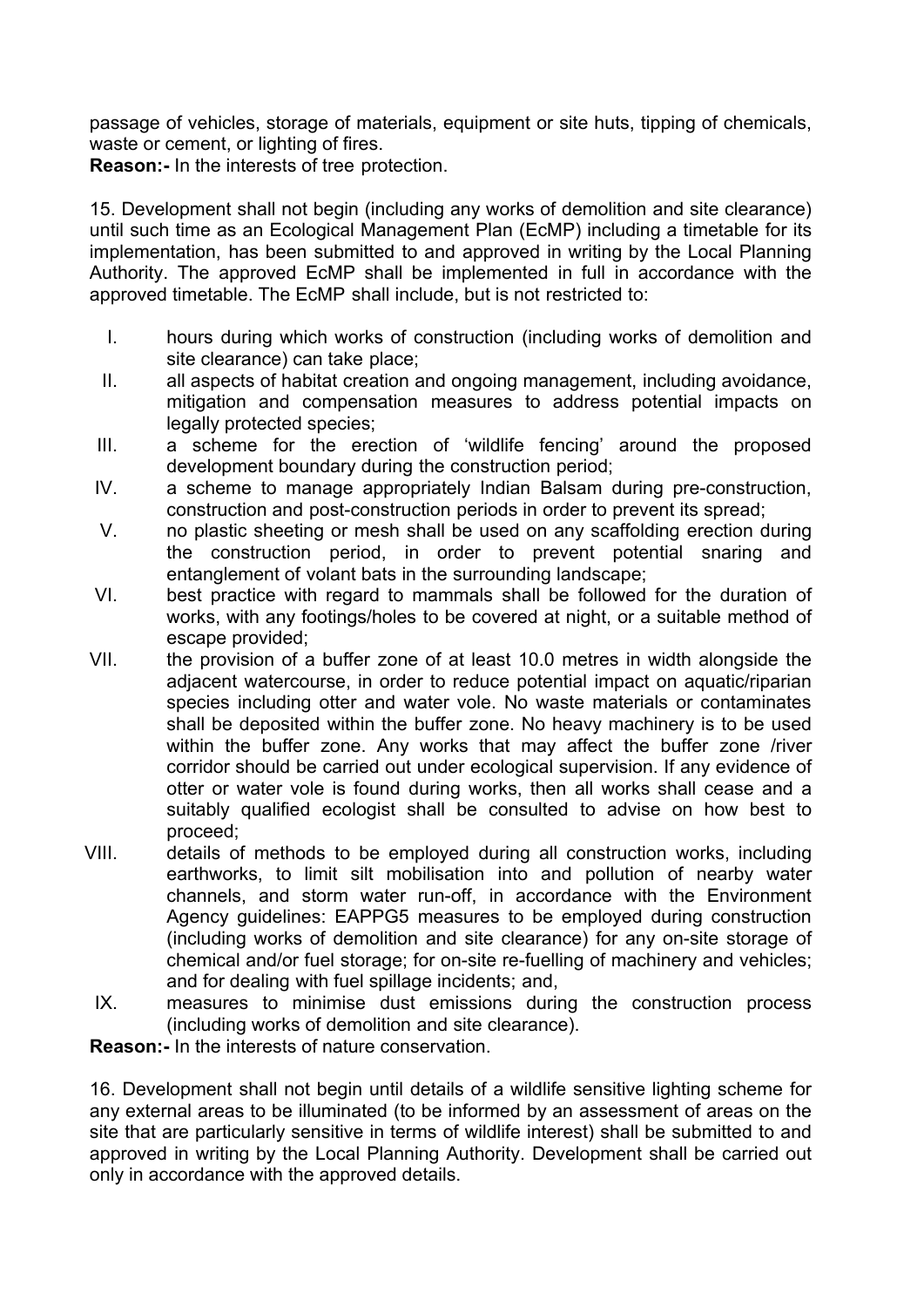passage of vehicles, storage of materials, equipment or site huts, tipping of chemicals, waste or cement, or lighting of fires.

**Reason:-** In the interests of tree protection.

15. Development shall not begin (including any works of demolition and site clearance) until such time as an Ecological Management Plan (EcMP) including a timetable for its implementation, has been submitted to and approved in writing by the Local Planning Authority. The approved EcMP shall be implemented in full in accordance with the approved timetable. The EcMP shall include, but is not restricted to:

I. hours during which works of construction (including works of demolition and site clearance) can take place;
II. all aspects of habitat creation and ongoing management, including avoidance, mitigation and compensation measures to address potential impacts on legally protected species;
III. a scheme for the erection of 'wildlife fencing' around the proposed development boundary during the construction period;
IV. a scheme to manage appropriately Indian Balsam during pre-construction, construction and post-construction periods in order to prevent its spread;
V. no plastic sheeting or mesh shall be used on any scaffolding erection during the construction period, in order to prevent potential snaring and entanglement of volant bats in the surrounding landscape;
VI. best practice with regard to mammals shall be followed for the duration of works, with any footings/holes to be covered at night, or a suitable method of escape provided;
VII. the provision of a buffer zone of at least 10.0 metres in width alongside the adjacent watercourse, in order to reduce potential impact on aquatic/riparian species including otter and water vole. No waste materials or contaminates shall be deposited within the buffer zone. No heavy machinery is to be used within the buffer zone. Any works that may affect the buffer zone /river corridor should be carried out under ecological supervision. If any evidence of otter or water vole is found during works, then all works shall cease and a suitably qualified ecologist shall be consulted to advise on how best to proceed;
VIII. details of methods to be employed during all construction works, including earthworks, to limit silt mobilisation into and pollution of nearby water channels, and storm water run-off, in accordance with the Environment Agency guidelines: EAPPG5 measures to be employed during construction (including works of demolition and site clearance) for any on-site storage of chemical and/or fuel storage; for on-site re-fuelling of machinery and vehicles; and for dealing with fuel spillage incidents; and,
IX. measures to minimise dust emissions during the construction process (including works of demolition and site clearance).

**Reason:-** In the interests of nature conservation.

16. Development shall not begin until details of a wildlife sensitive lighting scheme for any external areas to be illuminated (to be informed by an assessment of areas on the site that are particularly sensitive in terms of wildlife interest) shall be submitted to and approved in writing by the Local Planning Authority. Development shall be carried out only in accordance with the approved details.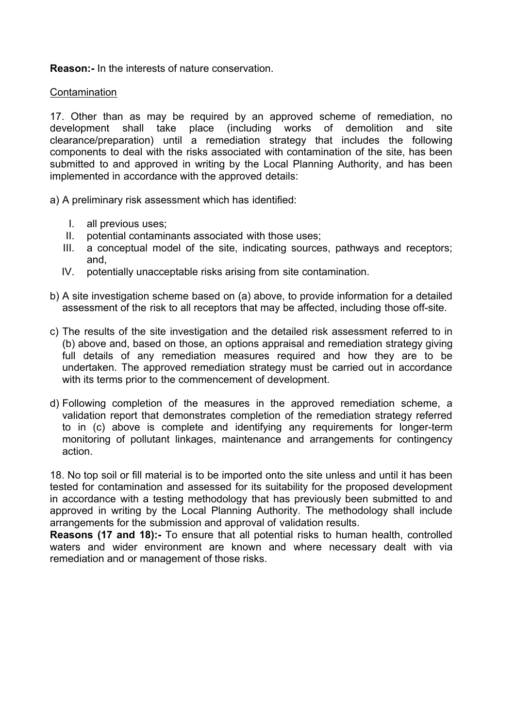**Reason:-** In the interests of nature conservation.

Contamination

17. Other than as may be required by an approved scheme of remediation, no development shall take place (including works of demolition and site clearance/preparation) until a remediation strategy that includes the following components to deal with the risks associated with contamination of the site, has been submitted to and approved in writing by the Local Planning Authority, and has been implemented in accordance with the approved details:

a) A preliminary risk assessment which has identified:

   I. all previous uses;
   II. potential contaminants associated with those uses;
   III. a conceptual model of the site, indicating sources, pathways and receptors; and,
   IV. potentially unacceptable risks arising from site contamination.

b) A site investigation scheme based on (a) above, to provide information for a detailed assessment of the risk to all receptors that may be affected, including those off-site.

c) The results of the site investigation and the detailed risk assessment referred to in (b) above and, based on those, an options appraisal and remediation strategy giving full details of any remediation measures required and how they are to be undertaken. The approved remediation strategy must be carried out in accordance with its terms prior to the commencement of development.

d) Following completion of the measures in the approved remediation scheme, a validation report that demonstrates completion of the remediation strategy referred to in (c) above is complete and identifying any requirements for longer-term monitoring of pollutant linkages, maintenance and arrangements for contingency action.

18. No top soil or fill material is to be imported onto the site unless and until it has been tested for contamination and assessed for its suitability for the proposed development in accordance with a testing methodology that has previously been submitted to and approved in writing by the Local Planning Authority. The methodology shall include arrangements for the submission and approval of validation results.

**Reasons (17 and 18):-** To ensure that all potential risks to human health, controlled waters and wider environment are known and where necessary dealt with via remediation and or management of those risks.